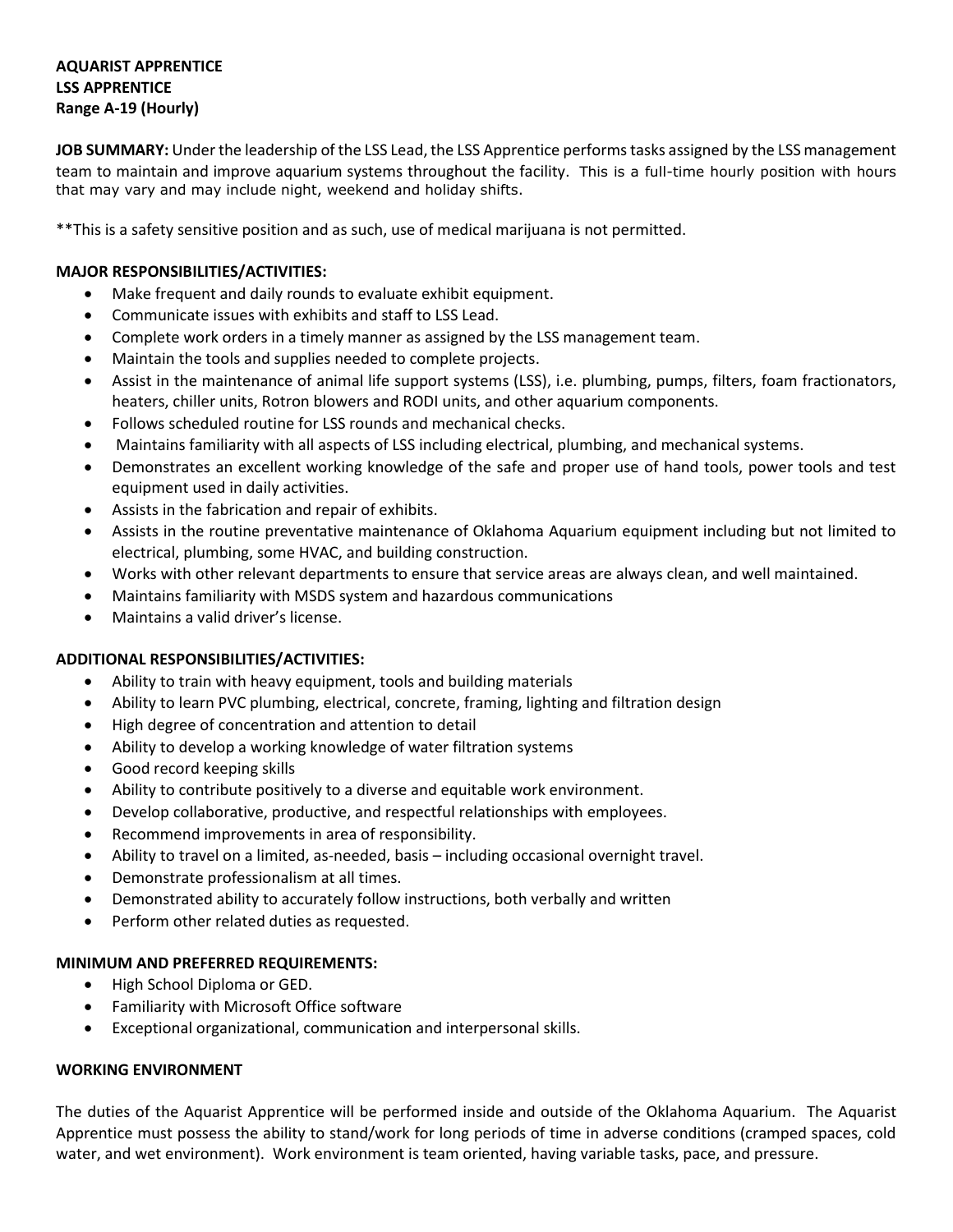**AQUARIST APPRENTICE**
**LSS APPRENTICE**
**Range A-19 (Hourly)**

**JOB SUMMARY:** Under the leadership of the LSS Lead, the LSS Apprentice performs tasks assigned by the LSS management team to maintain and improve aquarium systems throughout the facility. This is a full-time hourly position with hours that may vary and may include night, weekend and holiday shifts.

**This is a safety sensitive position and as such, use of medical marijuana is not permitted.

**MAJOR RESPONSIBILITIES/ACTIVITIES:**

- Make frequent and daily rounds to evaluate exhibit equipment.
- Communicate issues with exhibits and staff to LSS Lead.
- Complete work orders in a timely manner as assigned by the LSS management team.
- Maintain the tools and supplies needed to complete projects.
- Assist in the maintenance of animal life support systems (LSS), i.e. plumbing, pumps, filters, foam fractionators, heaters, chiller units, Rotron blowers and RODI units, and other aquarium components.
- Follows scheduled routine for LSS rounds and mechanical checks.
- Maintains familiarity with all aspects of LSS including electrical, plumbing, and mechanical systems.
- Demonstrates an excellent working knowledge of the safe and proper use of hand tools, power tools and test equipment used in daily activities.
- Assists in the fabrication and repair of exhibits.
- Assists in the routine preventative maintenance of Oklahoma Aquarium equipment including but not limited to electrical, plumbing, some HVAC, and building construction.
- Works with other relevant departments to ensure that service areas are always clean, and well maintained.
- Maintains familiarity with MSDS system and hazardous communications
- Maintains a valid driver's license.

**ADDITIONAL RESPONSIBILITIES/ACTIVITIES:**

- Ability to train with heavy equipment, tools and building materials
- Ability to learn PVC plumbing, electrical, concrete, framing, lighting and filtration design
- High degree of concentration and attention to detail
- Ability to develop a working knowledge of water filtration systems
- Good record keeping skills
- Ability to contribute positively to a diverse and equitable work environment.
- Develop collaborative, productive, and respectful relationships with employees.
- Recommend improvements in area of responsibility.
- Ability to travel on a limited, as-needed, basis – including occasional overnight travel.
- Demonstrate professionalism at all times.
- Demonstrated ability to accurately follow instructions, both verbally and written
- Perform other related duties as requested.

**MINIMUM AND PREFERRED REQUIREMENTS:**

- High School Diploma or GED.
- Familiarity with Microsoft Office software
- Exceptional organizational, communication and interpersonal skills.

**WORKING ENVIRONMENT**

The duties of the Aquarist Apprentice will be performed inside and outside of the Oklahoma Aquarium. The Aquarist Apprentice must possess the ability to stand/work for long periods of time in adverse conditions (cramped spaces, cold water, and wet environment). Work environment is team oriented, having variable tasks, pace, and pressure.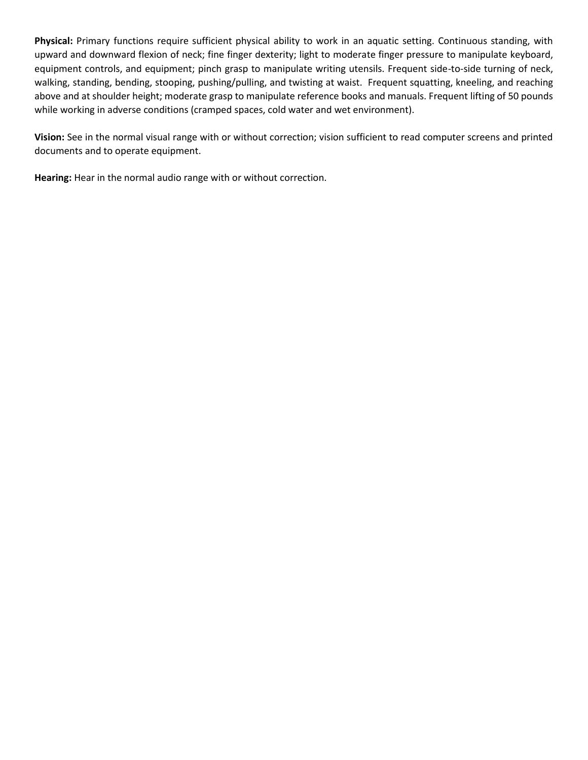**Physical:** Primary functions require sufficient physical ability to work in an aquatic setting. Continuous standing, with upward and downward flexion of neck; fine finger dexterity; light to moderate finger pressure to manipulate keyboard, equipment controls, and equipment; pinch grasp to manipulate writing utensils. Frequent side-to-side turning of neck, walking, standing, bending, stooping, pushing/pulling, and twisting at waist. Frequent squatting, kneeling, and reaching above and at shoulder height; moderate grasp to manipulate reference books and manuals. Frequent lifting of 50 pounds while working in adverse conditions (cramped spaces, cold water and wet environment).

**Vision:** See in the normal visual range with or without correction; vision sufficient to read computer screens and printed documents and to operate equipment.

**Hearing:** Hear in the normal audio range with or without correction.